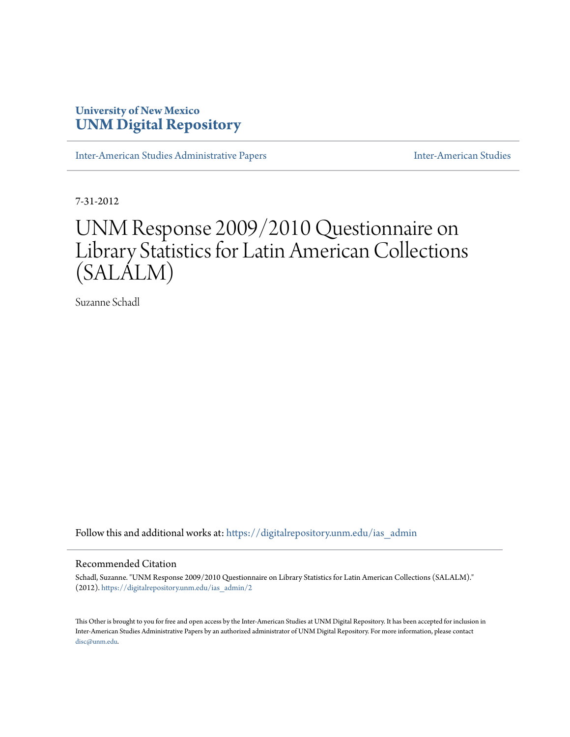**University of New Mexico**
**UNM Digital Repository**

Inter-American Studies Administrative Papers

Inter-American Studies

7-31-2012

# UNM Response 2009/2010 Questionnaire on Library Statistics for Latin American Collections (SALALM)

Suzanne Schadl

Follow this and additional works at: https://digitalrepository.unm.edu/ias_admin

## Recommended Citation

Schadl, Suzanne. "UNM Response 2009/2010 Questionnaire on Library Statistics for Latin American Collections (SALALM)." (2012). https://digitalrepository.unm.edu/ias_admin/2

This Other is brought to you for free and open access by the Inter-American Studies at UNM Digital Repository. It has been accepted for inclusion in Inter-American Studies Administrative Papers by an authorized administrator of UNM Digital Repository. For more information, please contact disc@unm.edu.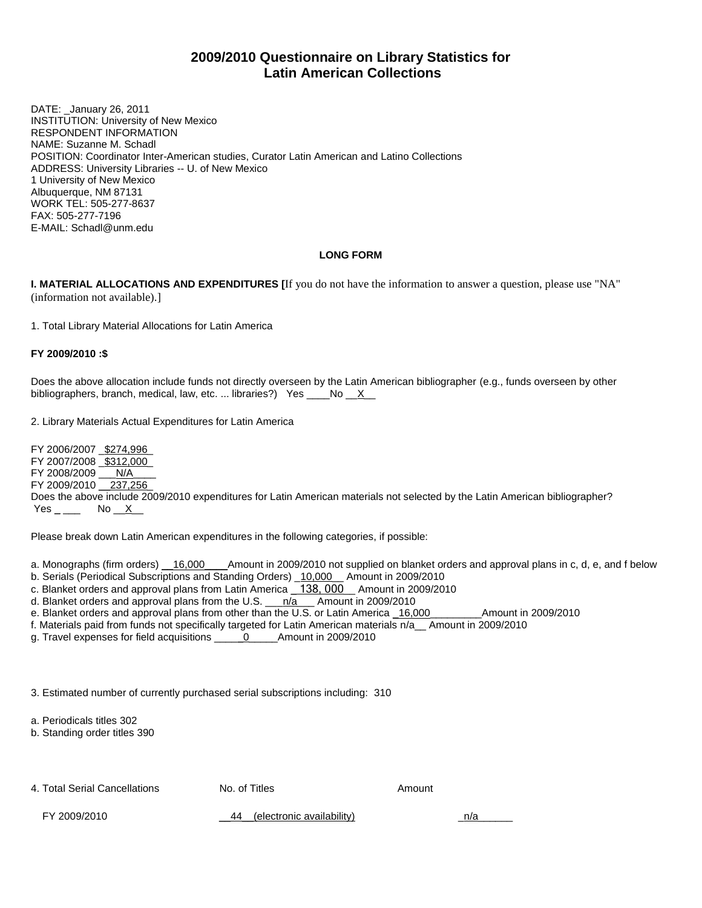# 2009/2010 Questionnaire on Library Statistics for Latin American Collections

DATE: _January 26, 2011
INSTITUTION: University of New Mexico
RESPONDENT INFORMATION
NAME: Suzanne M. Schadl
POSITION: Coordinator Inter-American studies, Curator Latin American and Latino Collections
ADDRESS: University Libraries -- U. of New Mexico
1 University of New Mexico
Albuquerque, NM 87131
WORK TEL: 505-277-8637
FAX: 505-277-7196
E-MAIL: Schadl@unm.edu

**LONG FORM**

**I. MATERIAL ALLOCATIONS AND EXPENDITURES [**If you do not have the information to answer a question, please use "NA" (information not available).]

1. Total Library Material Allocations for Latin America

**FY 2009/2010 :$**

Does the above allocation include funds not directly overseen by the Latin American bibliographer (e.g., funds overseen by other bibliographers, branch, medical, law, etc. ... libraries?) Yes ____No __X__

2. Library Materials Actual Expenditures for Latin America

FY 2006/2007 _$274,996_
FY 2007/2008 _$312,000_
FY 2008/2009 ___N/A____
FY 2009/2010 __237,256_
Does the above include 2009/2010 expenditures for Latin American materials not selected by the Latin American bibliographer?
Yes _ ___ No __X__

Please break down Latin American expenditures in the following categories, if possible:

a. Monographs (firm orders) __16,000____Amount in 2009/2010 not supplied on blanket orders and approval plans in c, d, e, and f below
b. Serials (Periodical Subscriptions and Standing Orders) _10,000__ Amount in 2009/2010
c. Blanket orders and approval plans from Latin America __138, 000__ Amount in 2009/2010
d. Blanket orders and approval plans from the U.S. ___n/a___ Amount in 2009/2010
e. Blanket orders and approval plans from other than the U.S. or Latin America _16,000_________Amount in 2009/2010
f. Materials paid from funds not specifically targeted for Latin American materials n/a__ Amount in 2009/2010
g. Travel expenses for field acquisitions _____0_____Amount in 2009/2010

3. Estimated number of currently purchased serial subscriptions including: 310

a. Periodicals titles 302
b. Standing order titles 390

| 4. Total Serial Cancellations | No. of Titles | Amount |
|---|---|---|
| FY 2009/2010 | __44__(electronic availability) | _n/a______ |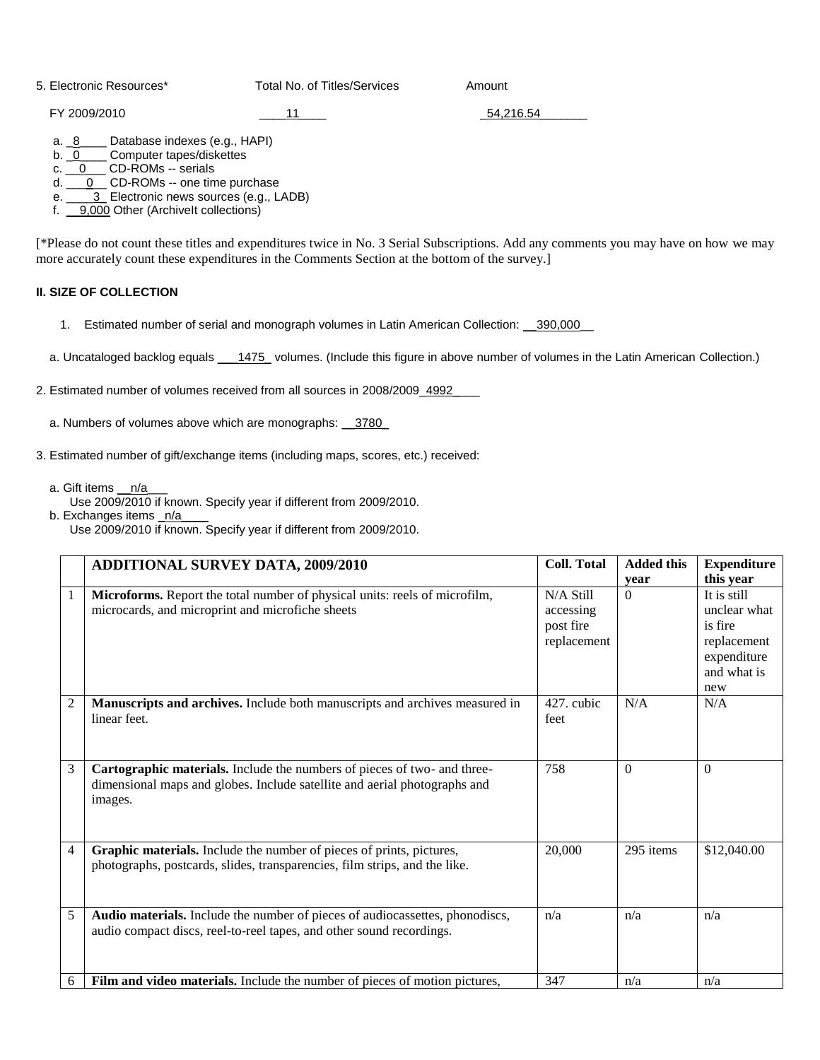5. Electronic Resources* Total No. of Titles/Services Amount

FY 2009/2010 ____11____ _54,216.54_______

a. _8____ Database indexes (e.g., HAPI)
b. _0____ Computer tapes/diskettes
c. __0___ CD-ROMs -- serials
d. ___0__ CD-ROMs -- one time purchase
e. ____3_ Electronic news sources (e.g., LADB)
f. __9,000 Other (ArchiveIt collections)

[*Please do not count these titles and expenditures twice in No. 3 Serial Subscriptions. Add any comments you may have on how we may more accurately count these expenditures in the Comments Section at the bottom of the survey.]

**II. SIZE OF COLLECTION**

1. Estimated number of serial and monograph volumes in Latin American Collection: __390,000__

a. Uncataloged backlog equals ___1475_ volumes. (Include this figure in above number of volumes in the Latin American Collection.)

2. Estimated number of volumes received from all sources in 2008/2009_4992____

a. Numbers of volumes above which are monographs: __3780_

3. Estimated number of gift/exchange items (including maps, scores, etc.) received:

a. Gift items __n/a___
Use 2009/2010 if known. Specify year if different from 2009/2010.
b. Exchanges items _n/a____
Use 2009/2010 if known. Specify year if different from 2009/2010.

| | **ADDITIONAL SURVEY DATA, 2009/2010** | **Coll. Total** | **Added this year** | **Expenditure this year** |
|---|---|---|---|---|
| 1 | **Microforms.** Report the total number of physical units: reels of microfilm, microcards, and microprint and microfiche sheets | N/A Still accessing post fire replacement | 0 | It is still unclear what is fire replacement expenditure and what is new |
| 2 | **Manuscripts and archives.** Include both manuscripts and archives measured in linear feet. | 427. cubic feet | N/A | N/A |
| 3 | **Cartographic materials.** Include the numbers of pieces of two- and three-dimensional maps and globes. Include satellite and aerial photographs and images. | 758 | 0 | 0 |
| 4 | **Graphic materials.** Include the number of pieces of prints, pictures, photographs, postcards, slides, transparencies, film strips, and the like. | 20,000 | 295 items | $12,040.00 |
| 5 | **Audio materials.** Include the number of pieces of audiocassettes, phonodiscs, audio compact discs, reel-to-reel tapes, and other sound recordings. | n/a | n/a | n/a |
| 6 | **Film and video materials.** Include the number of pieces of motion pictures, | 347 | n/a | n/a |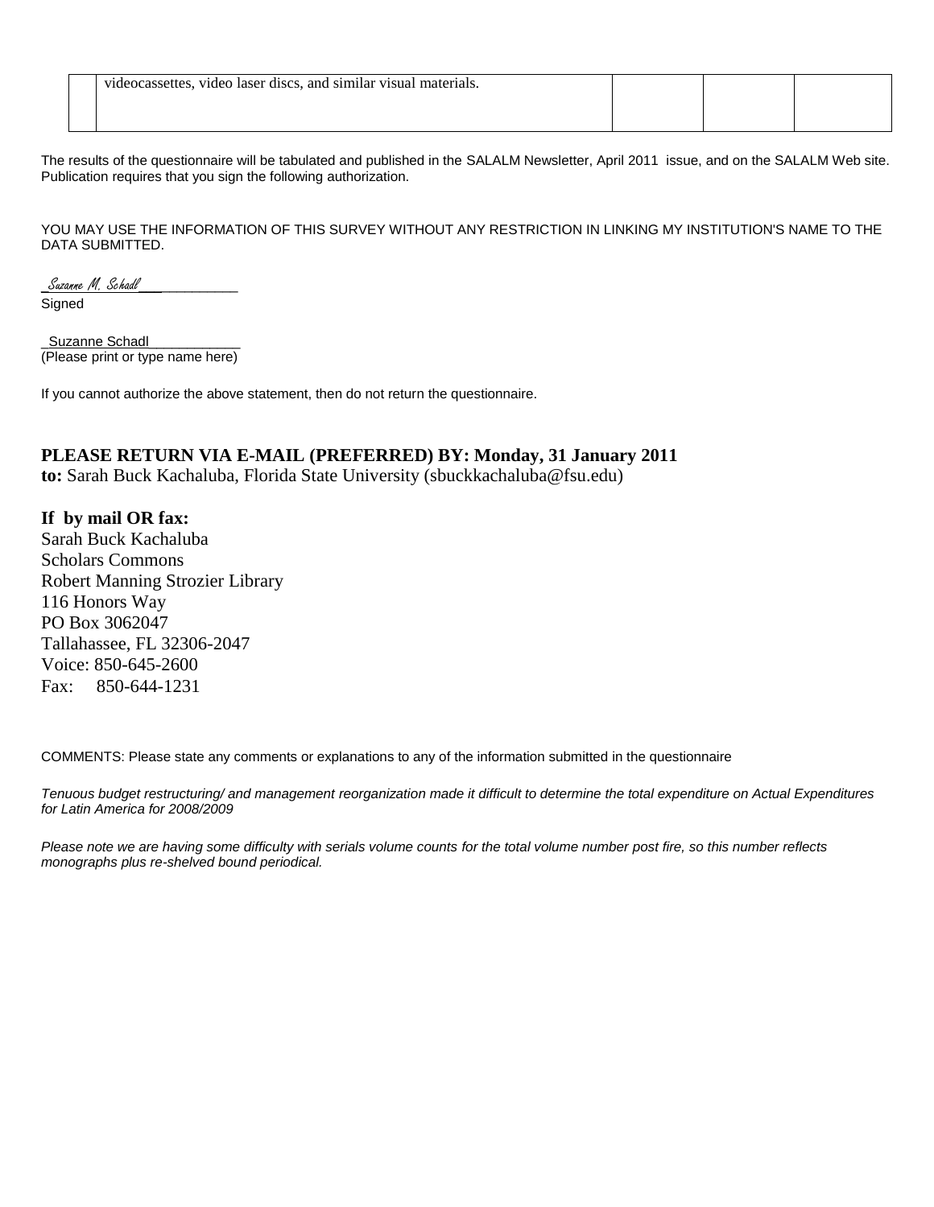| | | | | |
|---|---|---|---|---|
| | videocassettes, video laser discs, and similar visual materials. | | | |

The results of the questionnaire will be tabulated and published in the SALALM Newsletter, April 2011 issue, and on the SALALM Web site. Publication requires that you sign the following authorization.

YOU MAY USE THE INFORMATION OF THIS SURVEY WITHOUT ANY RESTRICTION IN LINKING MY INSTITUTION'S NAME TO THE DATA SUBMITTED.

_Suzanne M. Schadl_______________
Signed

_Suzanne Schadl____________
(Please print or type name here)

If you cannot authorize the above statement, then do not return the questionnaire.

**PLEASE RETURN VIA E-MAIL (PREFERRED) BY: Monday, 31 January 2011**
**to:** Sarah Buck Kachaluba, Florida State University (sbuckkachaluba@fsu.edu)

**If by mail OR fax:**
Sarah Buck Kachaluba
Scholars Commons
Robert Manning Strozier Library
116 Honors Way
PO Box 3062047
Tallahassee, FL 32306-2047
Voice: 850-645-2600
Fax: 850-644-1231

COMMENTS: Please state any comments or explanations to any of the information submitted in the questionnaire

*Tenuous budget restructuring/ and management reorganization made it difficult to determine the total expenditure on Actual Expenditures for Latin America for 2008/2009*

*Please note we are having some difficulty with serials volume counts for the total volume number post fire, so this number reflects monographs plus re-shelved bound periodical.*